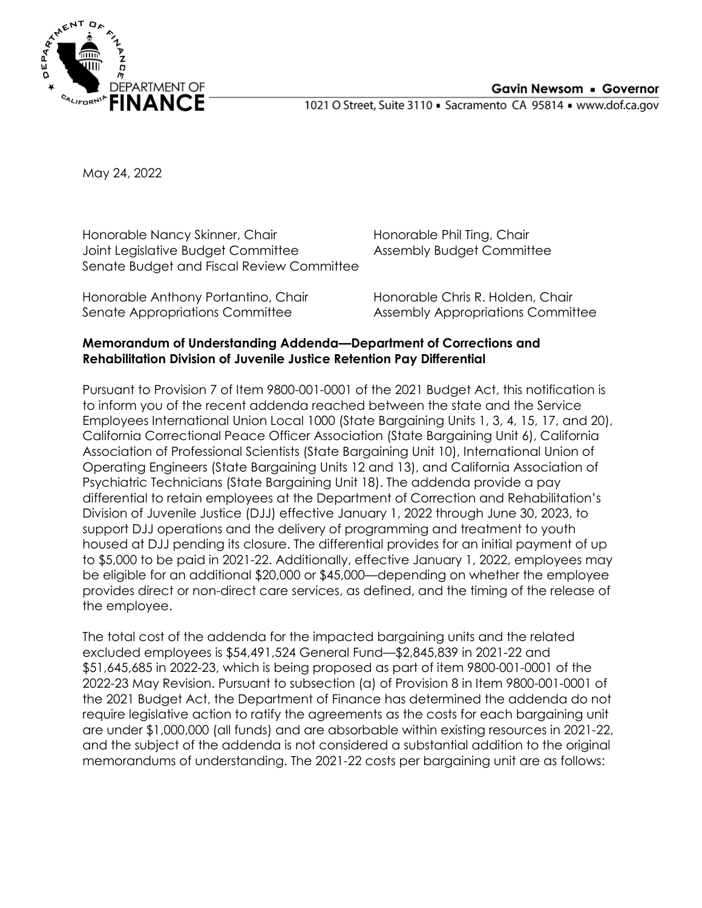**Gavin Newsom ▪ Governor**

1021 O Street, Suite 3110 ▪ Sacramento CA 95814 ▪ www.dof.ca.gov

May 24, 2022

Honorable Nancy Skinner, Chair
Joint Legislative Budget Committee
Senate Budget and Fiscal Review Committee

Honorable Phil Ting, Chair
Assembly Budget Committee

Honorable Anthony Portantino, Chair
Senate Appropriations Committee

Honorable Chris R. Holden, Chair
Assembly Appropriations Committee

**Memorandum of Understanding Addenda—Department of Corrections and Rehabilitation Division of Juvenile Justice Retention Pay Differential**

Pursuant to Provision 7 of Item 9800-001-0001 of the 2021 Budget Act, this notification is to inform you of the recent addenda reached between the state and the Service Employees International Union Local 1000 (State Bargaining Units 1, 3, 4, 15, 17, and 20), California Correctional Peace Officer Association (State Bargaining Unit 6), California Association of Professional Scientists (State Bargaining Unit 10), International Union of Operating Engineers (State Bargaining Units 12 and 13), and California Association of Psychiatric Technicians (State Bargaining Unit 18). The addenda provide a pay differential to retain employees at the Department of Correction and Rehabilitation's Division of Juvenile Justice (DJJ) effective January 1, 2022 through June 30, 2023, to support DJJ operations and the delivery of programming and treatment to youth housed at DJJ pending its closure. The differential provides for an initial payment of up to $5,000 to be paid in 2021-22. Additionally, effective January 1, 2022, employees may be eligible for an additional $20,000 or $45,000—depending on whether the employee provides direct or non-direct care services, as defined, and the timing of the release of the employee.

The total cost of the addenda for the impacted bargaining units and the related excluded employees is $54,491,524 General Fund—$2,845,839 in 2021-22 and $51,645,685 in 2022-23, which is being proposed as part of item 9800-001-0001 of the 2022-23 May Revision. Pursuant to subsection (a) of Provision 8 in Item 9800-001-0001 of the 2021 Budget Act, the Department of Finance has determined the addenda do not require legislative action to ratify the agreements as the costs for each bargaining unit are under $1,000,000 (all funds) and are absorbable within existing resources in 2021-22, and the subject of the addenda is not considered a substantial addition to the original memorandums of understanding. The 2021-22 costs per bargaining unit are as follows: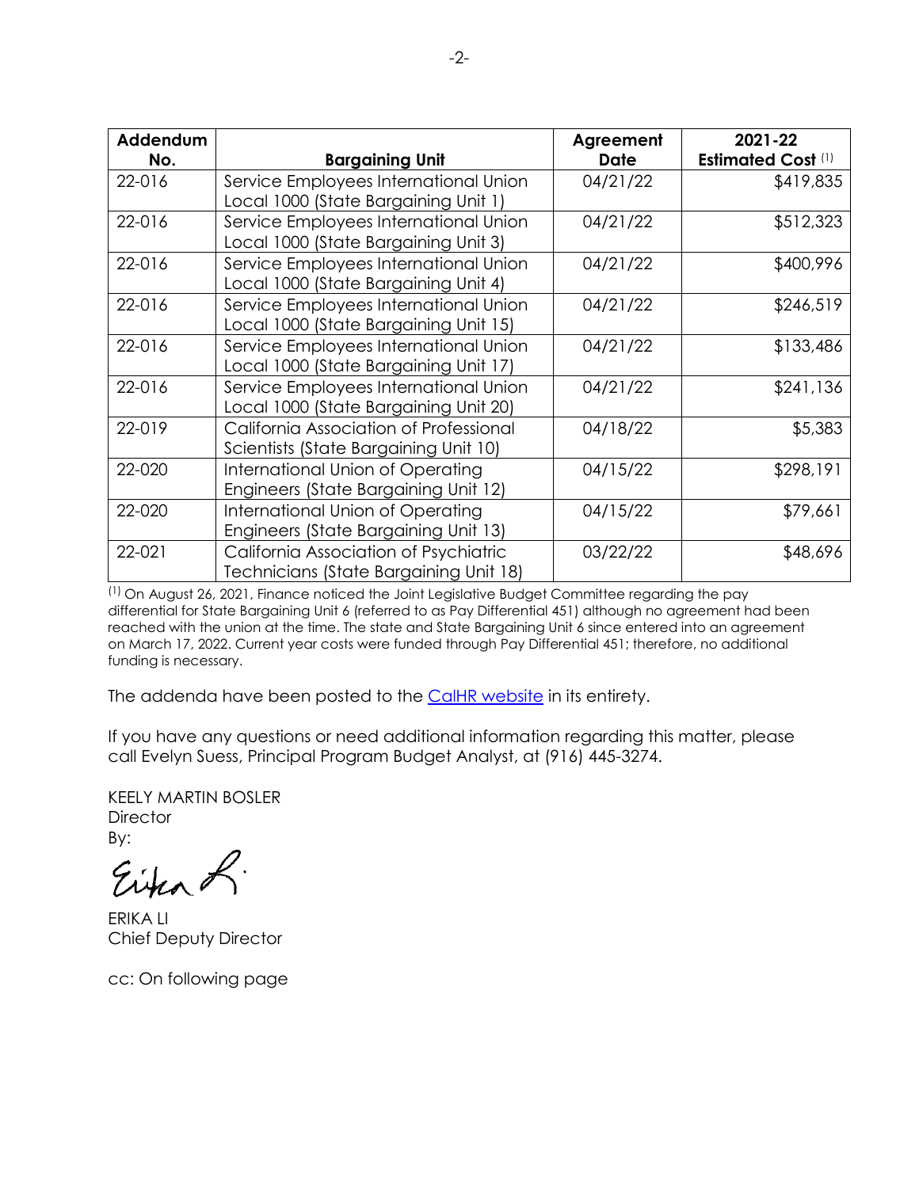| Addendum No. | Bargaining Unit | Agreement Date | 2021-22 Estimated Cost [(1)] |
|---|---|---|---|
| 22-016 | Service Employees International Union Local 1000 (State Bargaining Unit 1) | 04/21/22 | $419,835 |
| 22-016 | Service Employees International Union Local 1000 (State Bargaining Unit 3) | 04/21/22 | $512,323 |
| 22-016 | Service Employees International Union Local 1000 (State Bargaining Unit 4) | 04/21/22 | $400,996 |
| 22-016 | Service Employees International Union Local 1000 (State Bargaining Unit 15) | 04/21/22 | $246,519 |
| 22-016 | Service Employees International Union Local 1000 (State Bargaining Unit 17) | 04/21/22 | $133,486 |
| 22-016 | Service Employees International Union Local 1000 (State Bargaining Unit 20) | 04/21/22 | $241,136 |
| 22-019 | California Association of Professional Scientists (State Bargaining Unit 10) | 04/18/22 | $5,383 |
| 22-020 | International Union of Operating Engineers (State Bargaining Unit 12) | 04/15/22 | $298,191 |
| 22-020 | International Union of Operating Engineers (State Bargaining Unit 13) | 04/15/22 | $79,661 |
| 22-021 | California Association of Psychiatric Technicians (State Bargaining Unit 18) | 03/22/22 | $48,696 |

[(1)] On August 26, 2021, Finance noticed the Joint Legislative Budget Committee regarding the pay differential for State Bargaining Unit 6 (referred to as Pay Differential 451) although no agreement had been reached with the union at the time. The state and State Bargaining Unit 6 since entered into an agreement on March 17, 2022. Current year costs were funded through Pay Differential 451; therefore, no additional funding is necessary.

The addenda have been posted to the CalHR website in its entirety.

If you have any questions or need additional information regarding this matter, please call Evelyn Suess, Principal Program Budget Analyst, at (916) 445-3274.

KEELY MARTIN BOSLER
Director
By:

ERIKA LI
Chief Deputy Director

cc: On following page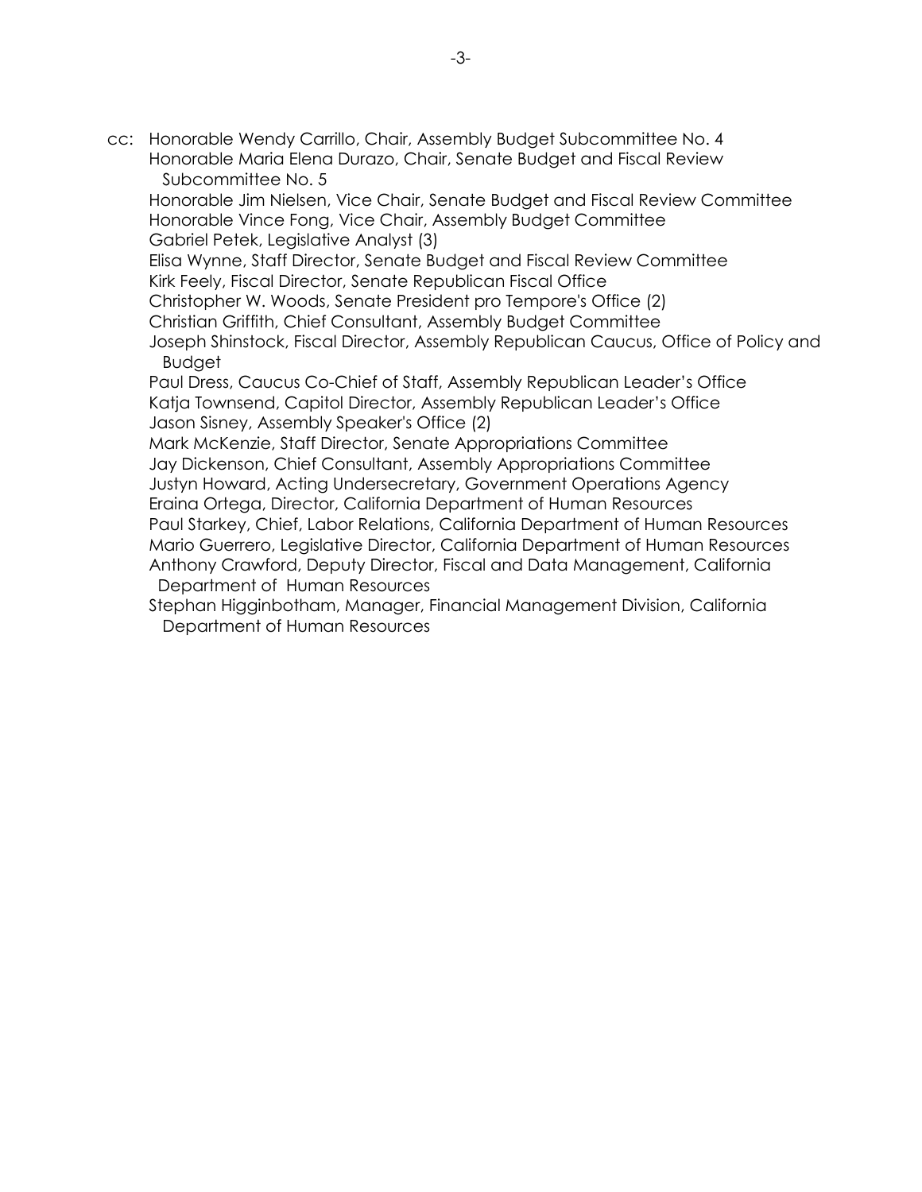cc: Honorable Wendy Carrillo, Chair, Assembly Budget Subcommittee No. 4
Honorable Maria Elena Durazo, Chair, Senate Budget and Fiscal Review Subcommittee No. 5
Honorable Jim Nielsen, Vice Chair, Senate Budget and Fiscal Review Committee
Honorable Vince Fong, Vice Chair, Assembly Budget Committee
Gabriel Petek, Legislative Analyst (3)
Elisa Wynne, Staff Director, Senate Budget and Fiscal Review Committee
Kirk Feely, Fiscal Director, Senate Republican Fiscal Office
Christopher W. Woods, Senate President pro Tempore's Office (2)
Christian Griffith, Chief Consultant, Assembly Budget Committee
Joseph Shinstock, Fiscal Director, Assembly Republican Caucus, Office of Policy and Budget
Paul Dress, Caucus Co-Chief of Staff, Assembly Republican Leader's Office
Katja Townsend, Capitol Director, Assembly Republican Leader's Office
Jason Sisney, Assembly Speaker's Office (2)
Mark McKenzie, Staff Director, Senate Appropriations Committee
Jay Dickenson, Chief Consultant, Assembly Appropriations Committee
Justyn Howard, Acting Undersecretary, Government Operations Agency
Eraina Ortega, Director, California Department of Human Resources
Paul Starkey, Chief, Labor Relations, California Department of Human Resources
Mario Guerrero, Legislative Director, California Department of Human Resources
Anthony Crawford, Deputy Director, Fiscal and Data Management, California Department of Human Resources
Stephan Higginbotham, Manager, Financial Management Division, California Department of Human Resources